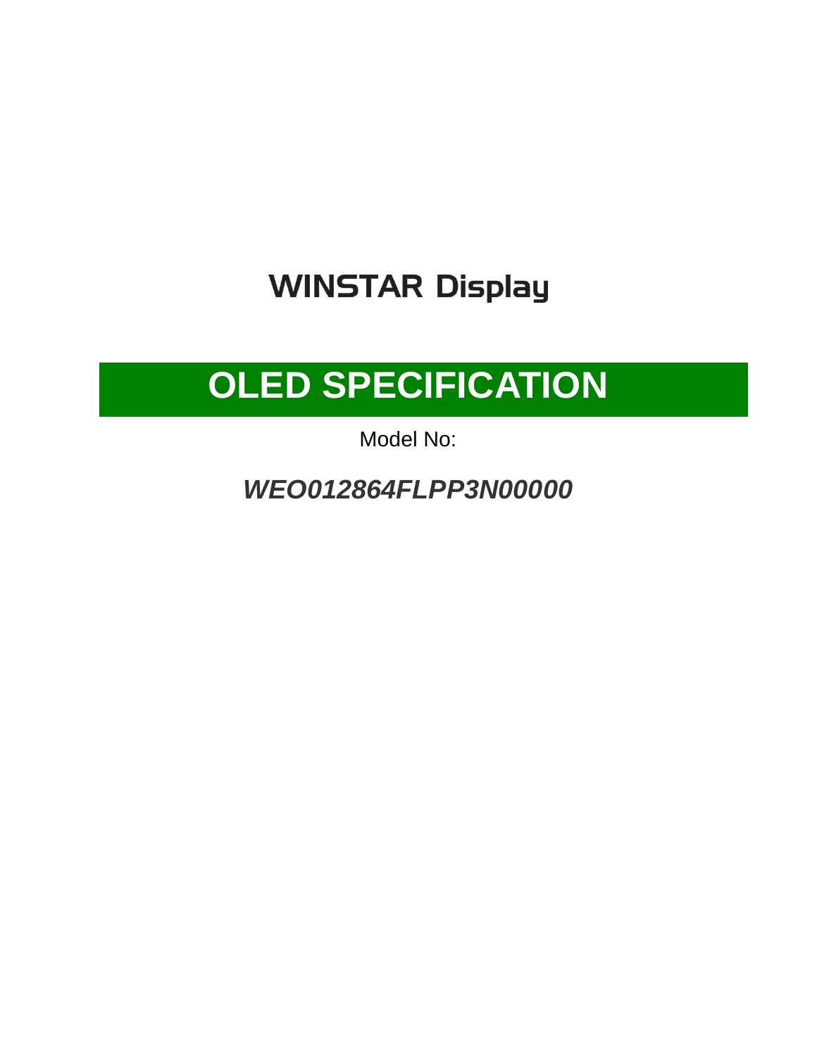WINSTAR Display

# OLED SPECIFICATION

Model No:

***WEO012864FLPP3N00000***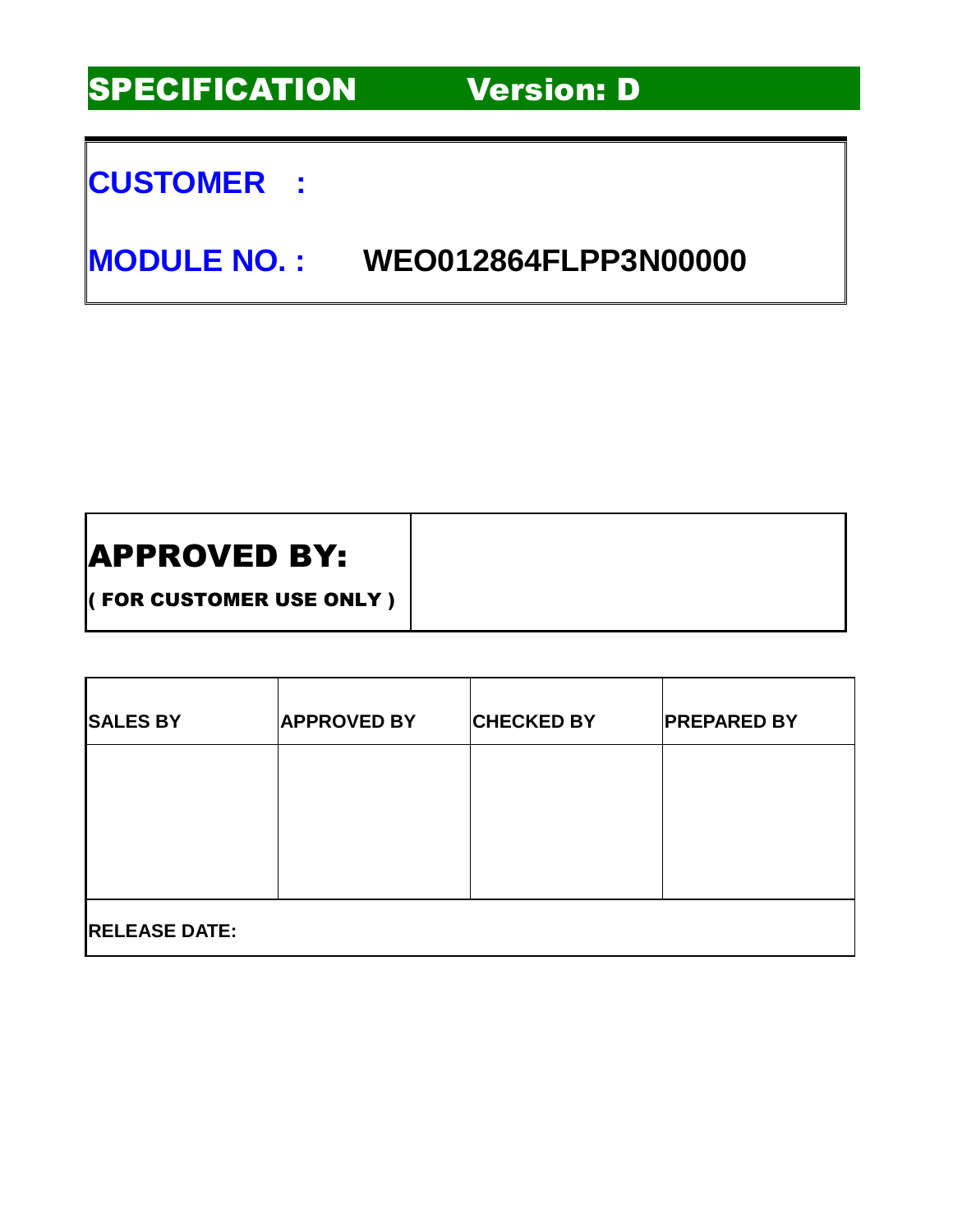# SPECIFICATION Version: D

**CUSTOMER :**

**MODULE NO. :** **WEO012864FLPP3N00000**

| **APPROVED BY:**<br>**( FOR CUSTOMER USE ONLY )** | |
|---|---|

| SALES BY | APPROVED BY | CHECKED BY | PREPARED BY |
|---|---|---|---|
| | | | |
| RELEASE DATE: | | | |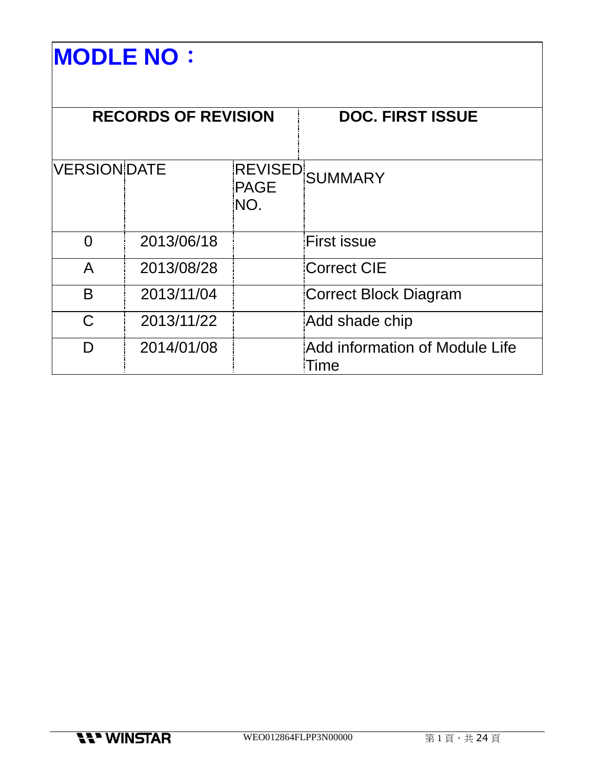# MODLE NO：

| RECORDS OF REVISION | | | DOC. FIRST ISSUE |
|---|---|---|---|
| VERSION | DATE | REVISED PAGE NO. | SUMMARY |
| 0 | 2013/06/18 | | First issue |
| A | 2013/08/28 | | Correct CIE |
| B | 2013/11/04 | | Correct Block Diagram |
| C | 2013/11/22 | | Add shade chip |
| D | 2014/01/08 | | Add information of Module Life Time |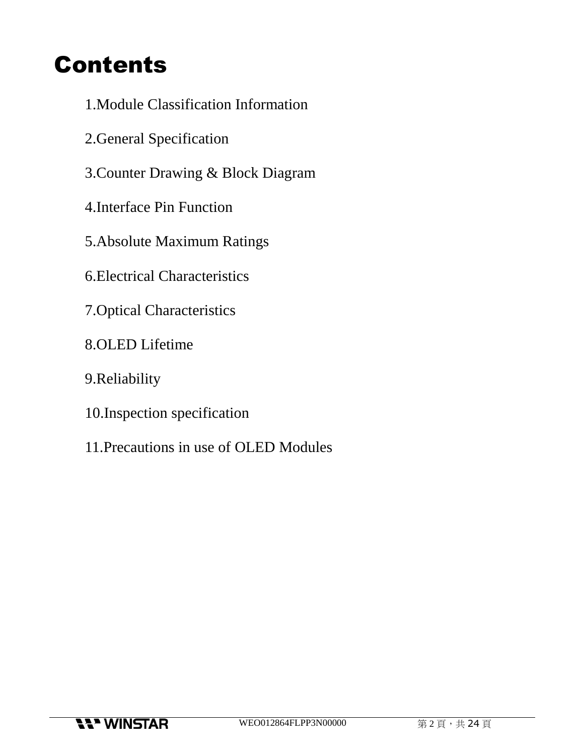# Contents

1.Module Classification Information

2.General Specification

3.Counter Drawing & Block Diagram

4.Interface Pin Function

5.Absolute Maximum Ratings

6.Electrical Characteristics

7.Optical Characteristics

8.OLED Lifetime

9.Reliability

10.Inspection specification

11.Precautions in use of OLED Modules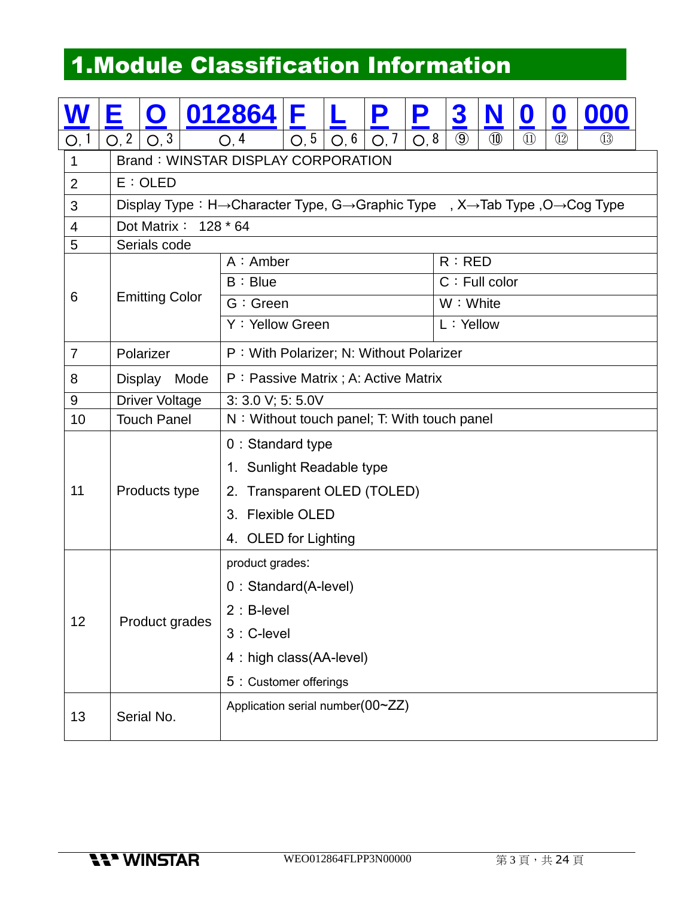# 1.Module Classification Information

| W | E | O | 012864 | F | L | P | P | 3 | N | 0 | 0 | 000 |
|---|---|---|---|---|---|---|---|---|---|---|---|---|
| ○, 1 | ○, 2 | ○, 3 | ○, 4 | ○, 5 | ○, 6 | ○, 7 | ○, 8 | ⑨ | ⑩ | ⑪ | ⑫ | ⑬ |

| | | | |
|---|---|---|---|
| 1 | Brand：WINSTAR DISPLAY CORPORATION | | |
| 2 | E：OLED | | |
| 3 | Display Type：H→Character Type, G→Graphic Type , X→Tab Type ,O→Cog Type | | |
| 4 | Dot Matrix： 128 * 64 | | |
| 5 | Serials code | | |
| 6 | Emitting Color | A：Amber | R：RED |
| | | B：Blue | C：Full color |
| | | G：Green | W：White |
| | | Y：Yellow Green | L：Yellow |
| 7 | Polarizer | P：With Polarizer; N: Without Polarizer | |
| 8 | Display Mode | P：Passive Matrix ; A: Active Matrix | |
| 9 | Driver Voltage | 3: 3.0 V; 5: 5.0V | |
| 10 | Touch Panel | N：Without touch panel; T: With touch panel | |
| 11 | Products type | 0：Standard type<br>1. Sunlight Readable type<br>2. Transparent OLED (TOLED)<br>3. Flexible OLED<br>4. OLED for Lighting | |
| 12 | Product grades | product grades:<br>0：Standard(A-level)<br>2：B-level<br>3：C-level<br>4：high class(AA-level)<br>5：Customer offerings | |
| 13 | Serial No. | Application serial number(00~ZZ) | |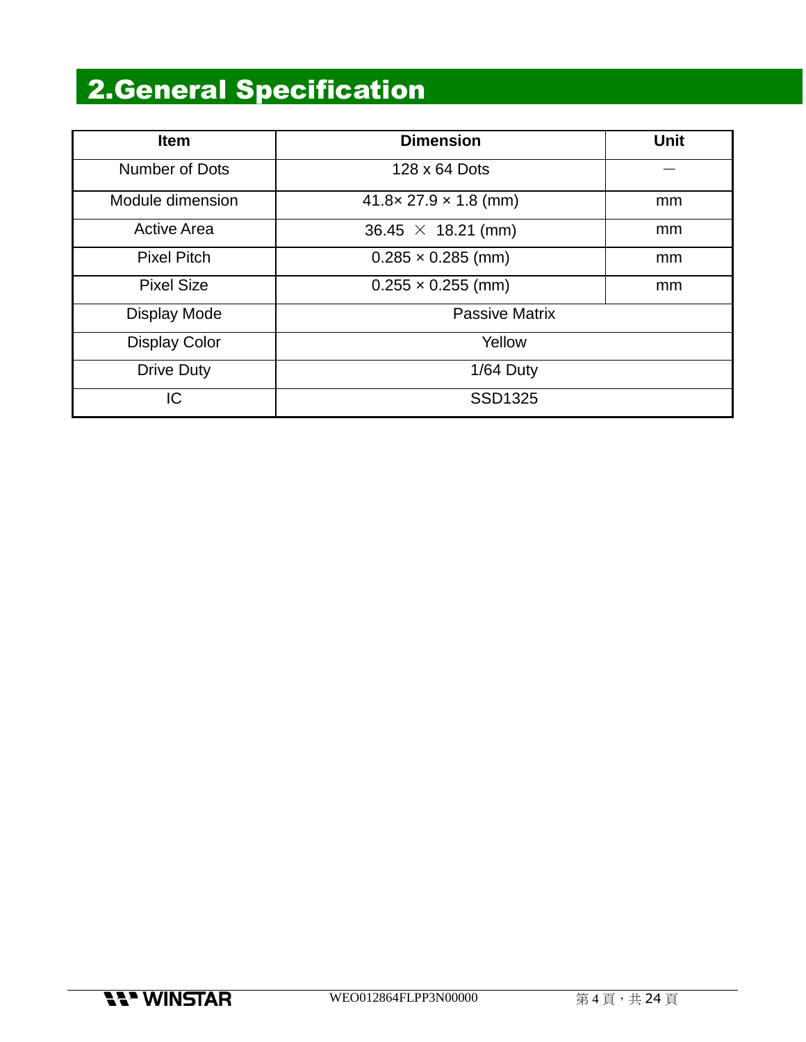## 2.General Specification

| Item | Dimension | Unit |
|---|---|---|
| Number of Dots | 128 x 64 Dots | — |
| Module dimension | 41.8× 27.9 × 1.8 (mm) | mm |
| Active Area | 36.45 × 18.21 (mm) | mm |
| Pixel Pitch | 0.285 × 0.285 (mm) | mm |
| Pixel Size | 0.255 × 0.255 (mm) | mm |
| Display Mode | Passive Matrix | |
| Display Color | Yellow | |
| Drive Duty | 1/64 Duty | |
| IC | SSD1325 | |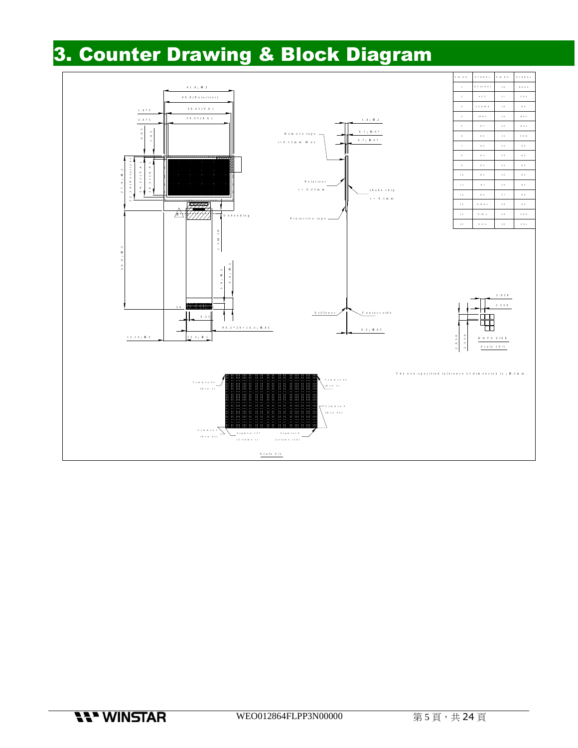# 3. Counter Drawing & Block Diagram

| PIN NO. | SYMBOL | PIN NO. | SYMBOL |
|---|---|---|---|
| 1 | NC(GND) | 16 | BSOa |
| 2 | VCC | 17 | CS# |
| 3 | VCOMH | 18 | NC |
| 4 | IREF | 19 | BS2 |
| 5 | D7 | 20 | BS1 |
| 6 | D6 | 21 | VDD |
| 7 | D5 | 22 | NC |
| 8 | D4 | 23 | NC |
| 9 | D3 | 24 | NC |
| 10 | D2 | 25 | NC |
| 11 | D1 | 26 | NC |
| 12 | D0 | 27 | NC |
| 13 | E/RD# | 28 | NC |
| 14 | R/W# | 29 | VSS |
| 15 | D/C# | 30 | VSL |

41.8±0.2
40.8(Polarizer)
38.45(VA)
36.45(AA)
1.675
2.675
0.85
1.85
27.9±0.2
22.14(Polarizer)
20.21(VA)
18.21(AA)
50.0±0.5
Unbending
1.5MIN
3.0±0.5
6.0±0.5
30
0.35
P0.5*29=14.5±0.05
13.15±0.5
15.5±0.1

Remove tape
t=0.15mm Max
1.8±0.2
0.7±0.07
0.7±0.07
Polarizer
t=0.25mm
shade chip
t=0.1mm
Protective tape
Stiffener
Contact side
0.3±0.05

2.850
2.550
2.850
2.550
DOTS SIZE
Scale 10/1

The non-specified tolerance of dimension is ±0.3mm.

Common 63 (Row 1)
Common 62 (Row 2)
Common 0 (Row 64)
Common 1 (Row 63)
Segment 127 (Column 1)
Segment 0 (column 128)

Scale 3/2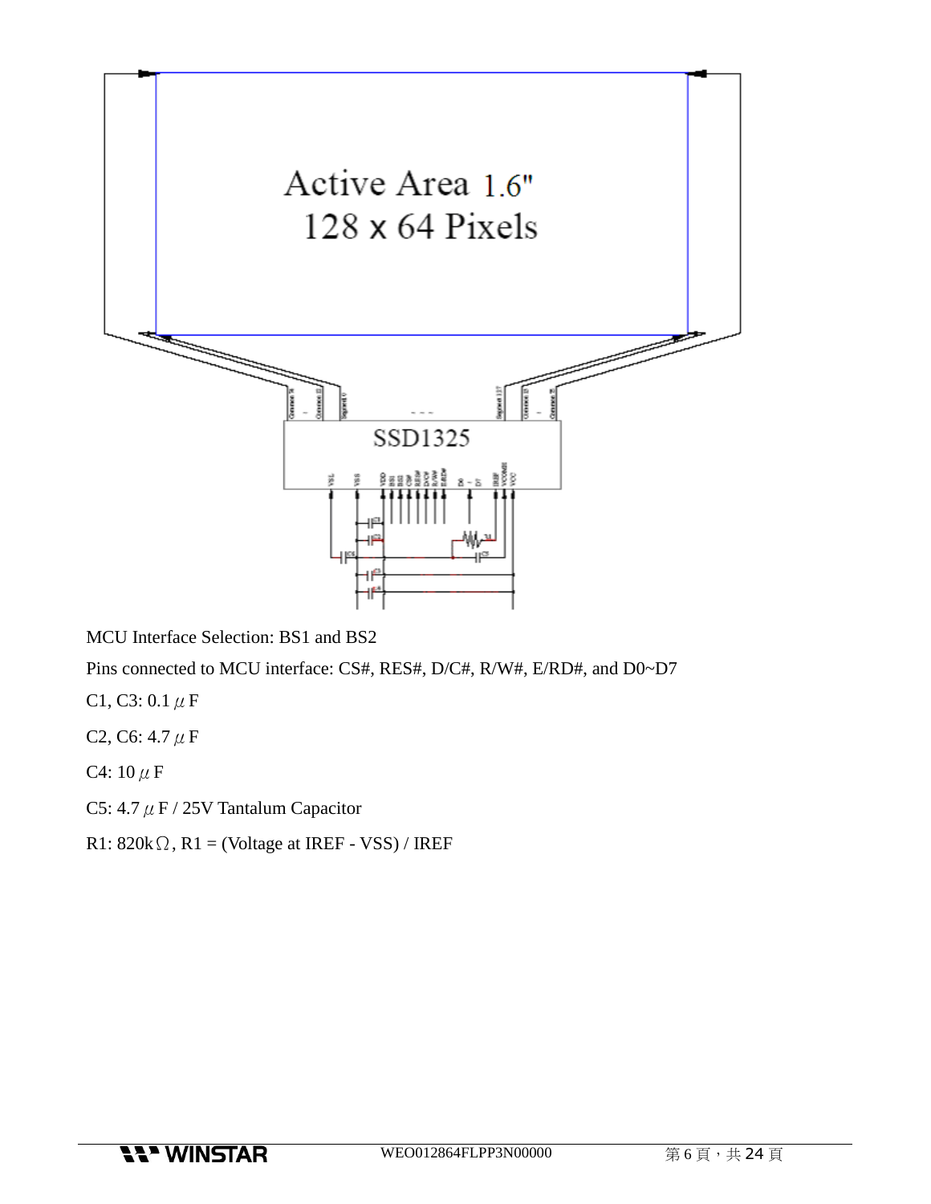Active Area 1.6"
128 x 64 Pixels

SSD1325

MCU Interface Selection: BS1 and BS2

Pins connected to MCU interface: CS#, RES#, D/C#, R/W#, E/RD#, and D0~D7

C1, C3: 0.1 μF

C2, C6: 4.7 μF

C4: 10 μF

C5: 4.7 μF / 25V Tantalum Capacitor

R1: 820kΩ, R1 = (Voltage at IREF - VSS) / IREF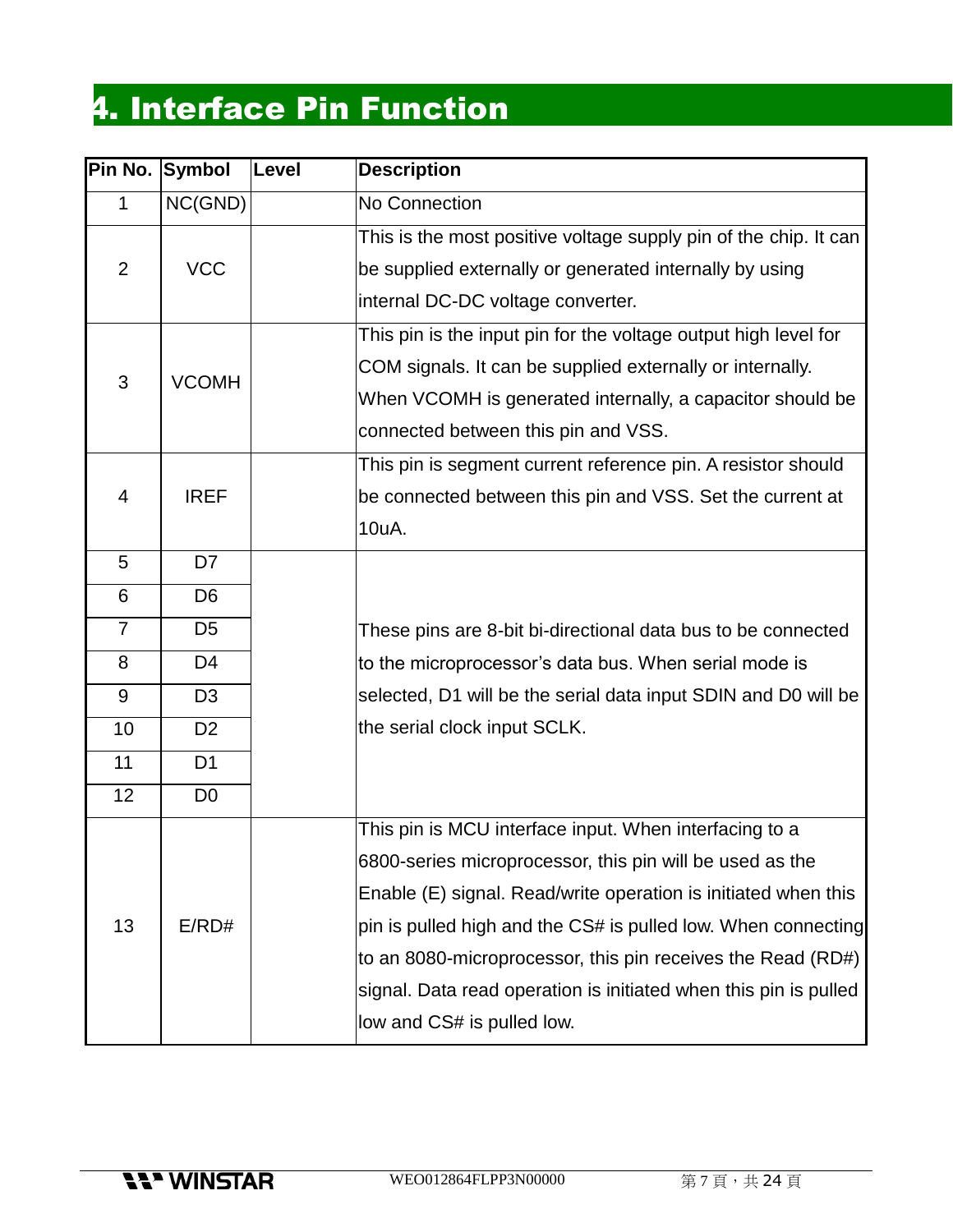# 4. Interface Pin Function

| Pin No. | Symbol | Level | Description |
|---|---|---|---|
| 1 | NC(GND) | | No Connection |
| 2 | VCC | | This is the most positive voltage supply pin of the chip. It can be supplied externally or generated internally by using internal DC-DC voltage converter. |
| 3 | VCOMH | | This pin is the input pin for the voltage output high level for COM signals. It can be supplied externally or internally. When VCOMH is generated internally, a capacitor should be connected between this pin and VSS. |
| 4 | IREF | | This pin is segment current reference pin. A resistor should be connected between this pin and VSS. Set the current at 10uA. |
| 5 | D7 | | These pins are 8-bit bi-directional data bus to be connected to the microprocessor's data bus. When serial mode is selected, D1 will be the serial data input SDIN and D0 will be the serial clock input SCLK. |
| 6 | D6 | | |
| 7 | D5 | | |
| 8 | D4 | | |
| 9 | D3 | | |
| 10 | D2 | | |
| 11 | D1 | | |
| 12 | D0 | | |
| 13 | E/RD# | | This pin is MCU interface input. When interfacing to a 6800-series microprocessor, this pin will be used as the Enable (E) signal. Read/write operation is initiated when this pin is pulled high and the CS# is pulled low. When connecting to an 8080-microprocessor, this pin receives the Read (RD#) signal. Data read operation is initiated when this pin is pulled low and CS# is pulled low. |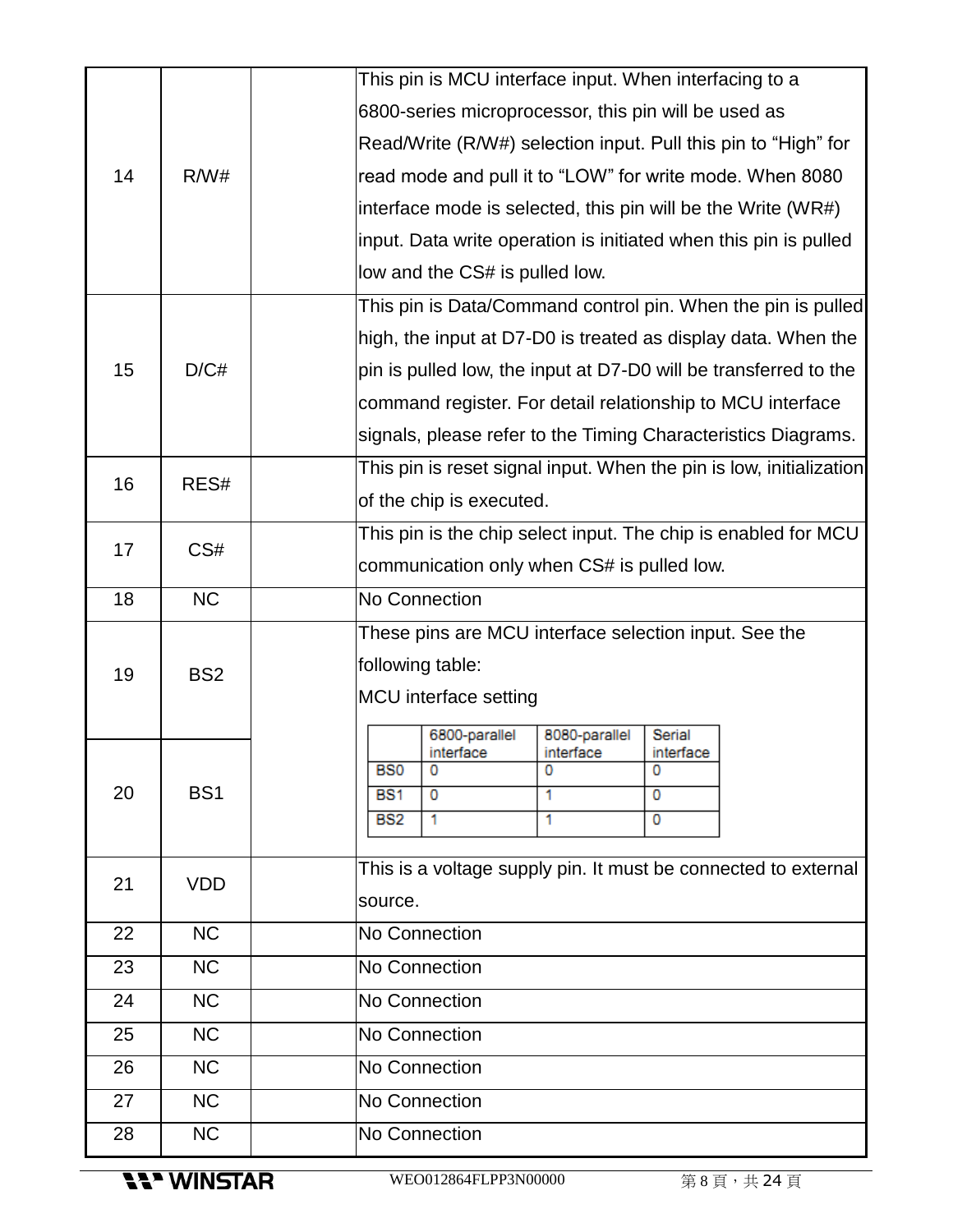| 14 | R/W# |  | This pin is MCU interface input. When interfacing to a 6800-series microprocessor, this pin will be used as Read/Write (R/W#) selection input. Pull this pin to "High" for read mode and pull it to "LOW" for write mode. When 8080 interface mode is selected, this pin will be the Write (WR#) input. Data write operation is initiated when this pin is pulled low and the CS# is pulled low. |
|---|---|---|---|
| 15 | D/C# |  | This pin is Data/Command control pin. When the pin is pulled high, the input at D7-D0 is treated as display data. When the pin is pulled low, the input at D7-D0 will be transferred to the command register. For detail relationship to MCU interface signals, please refer to the Timing Characteristics Diagrams. |
| 16 | RES# |  | This pin is reset signal input. When the pin is low, initialization of the chip is executed. |
| 17 | CS# |  | This pin is the chip select input. The chip is enabled for MCU communication only when CS# is pulled low. |
| 18 | NC |  | No Connection |
| 19 | BS2 |  | These pins are MCU interface selection input. See the following table: MCU interface setting |
| 20 | BS1 |  |  |
| 21 | VDD |  | This is a voltage supply pin. It must be connected to external source. |
| 22 | NC |  | No Connection |
| 23 | NC |  | No Connection |
| 24 | NC |  | No Connection |
| 25 | NC |  | No Connection |
| 26 | NC |  | No Connection |
| 27 | NC |  | No Connection |
| 28 | NC |  | No Connection |

MCU interface setting:

|  | 6800-parallel interface | 8080-parallel interface | Serial interface |
|---|---|---|---|
| BS0 | 0 | 0 | 0 |
| BS1 | 0 | 1 | 0 |
| BS2 | 1 | 1 | 0 |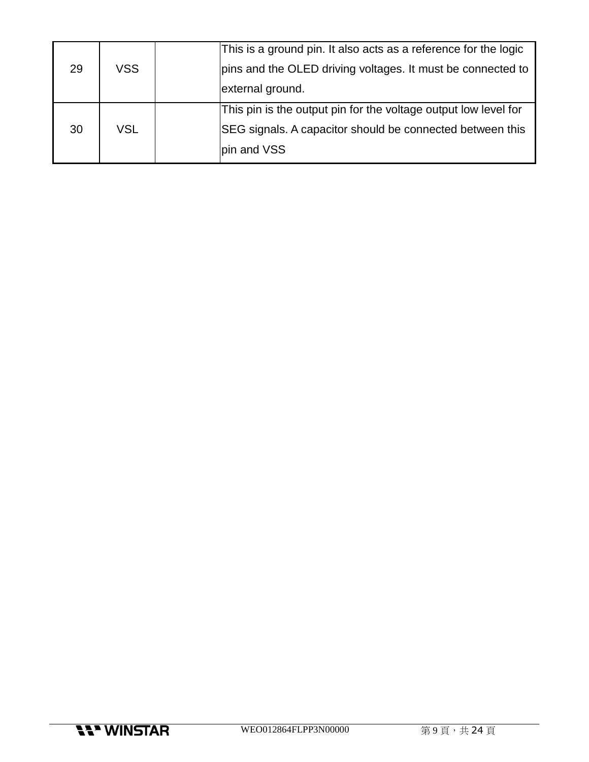| | | | |
|---|---|---|---|
| 29 | VSS | | This is a ground pin. It also acts as a reference for the logic pins and the OLED driving voltages. It must be connected to external ground. |
| 30 | VSL | | This pin is the output pin for the voltage output low level for SEG signals. A capacitor should be connected between this pin and VSS |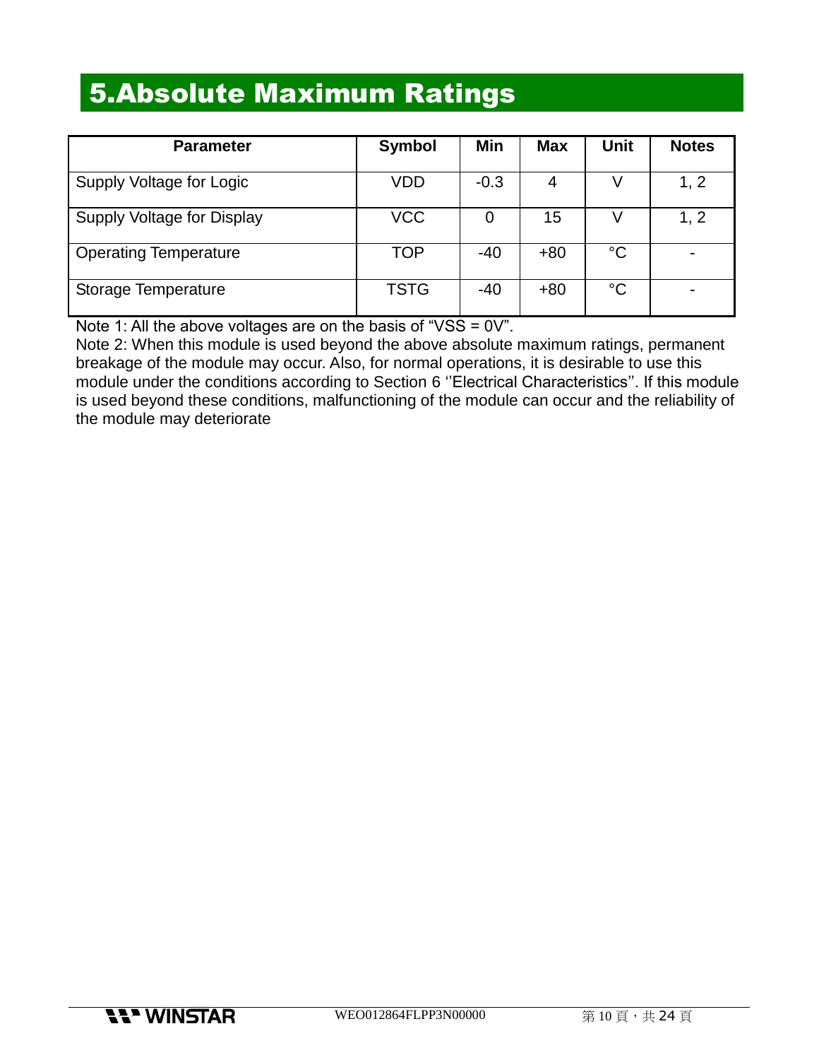# 5.Absolute Maximum Ratings

| Parameter | Symbol | Min | Max | Unit | Notes |
|---|---|---|---|---|---|
| Supply Voltage for Logic | VDD | -0.3 | 4 | V | 1, 2 |
| Supply Voltage for Display | VCC | 0 | 15 | V | 1, 2 |
| Operating Temperature | TOP | -40 | +80 | °C | - |
| Storage Temperature | TSTG | -40 | +80 | °C | - |

Note 1: All the above voltages are on the basis of "VSS = 0V".

Note 2: When this module is used beyond the above absolute maximum ratings, permanent breakage of the module may occur. Also, for normal operations, it is desirable to use this module under the conditions according to Section 6 ''Electrical Characteristics''. If this module is used beyond these conditions, malfunctioning of the module can occur and the reliability of the module may deteriorate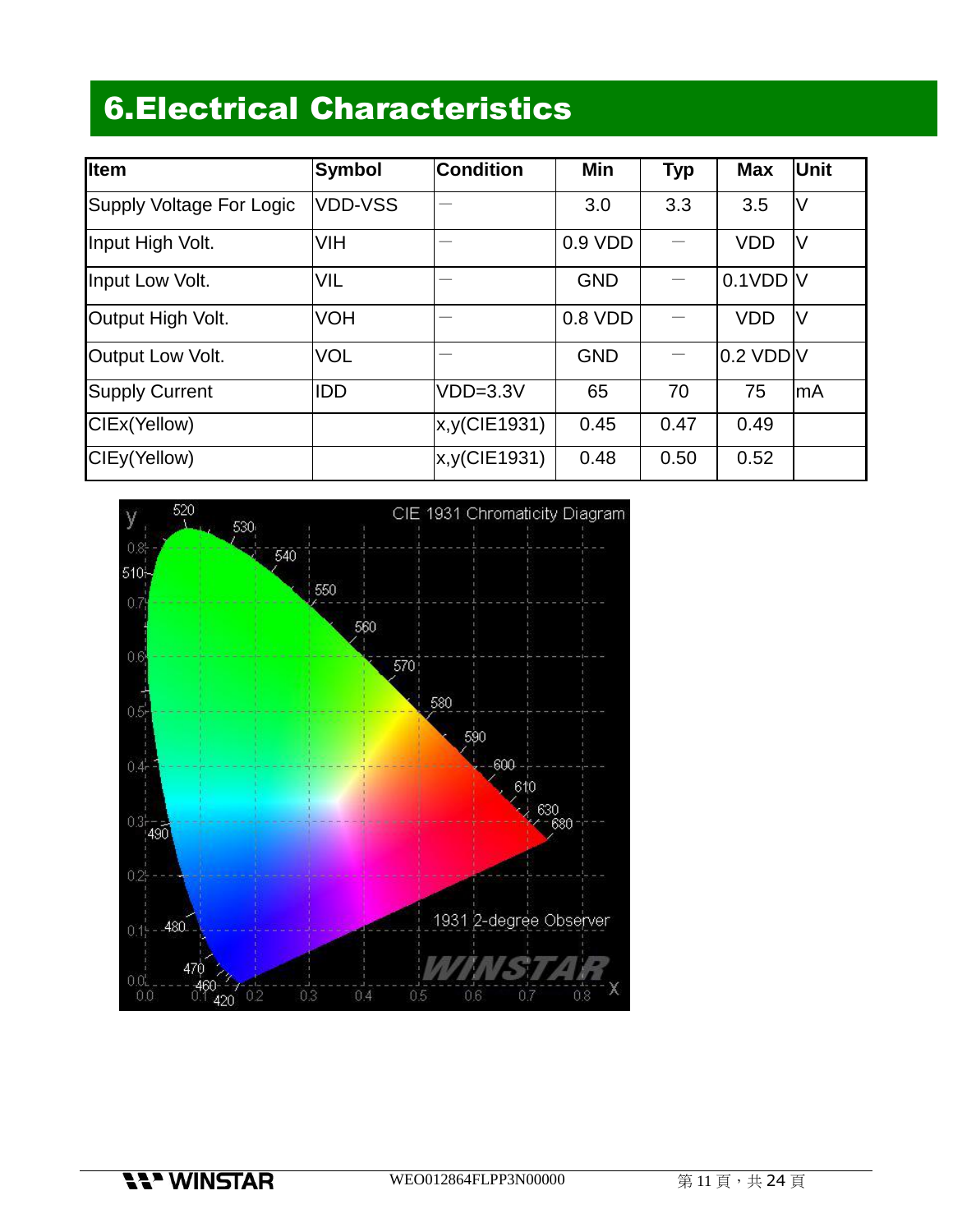# 6.Electrical Characteristics

| Item | Symbol | Condition | Min | Typ | Max | Unit |
|---|---|---|---|---|---|---|
| Supply Voltage For Logic | VDD-VSS | — | 3.0 | 3.3 | 3.5 | V |
| Input High Volt. | VIH | — | 0.9 VDD | — | VDD | V |
| Input Low Volt. | VIL | — | GND | — | 0.1VDD | V |
| Output High Volt. | VOH | — | 0.8 VDD | — | VDD | V |
| Output Low Volt. | VOL | — | GND | — | 0.2 VDD | V |
| Supply Current | IDD | VDD=3.3V | 65 | 70 | 75 | mA |
| CIEx(Yellow) | | x,y(CIE1931) | 0.45 | 0.47 | 0.49 | |
| CIEy(Yellow) | | x,y(CIE1931) | 0.48 | 0.50 | 0.52 | |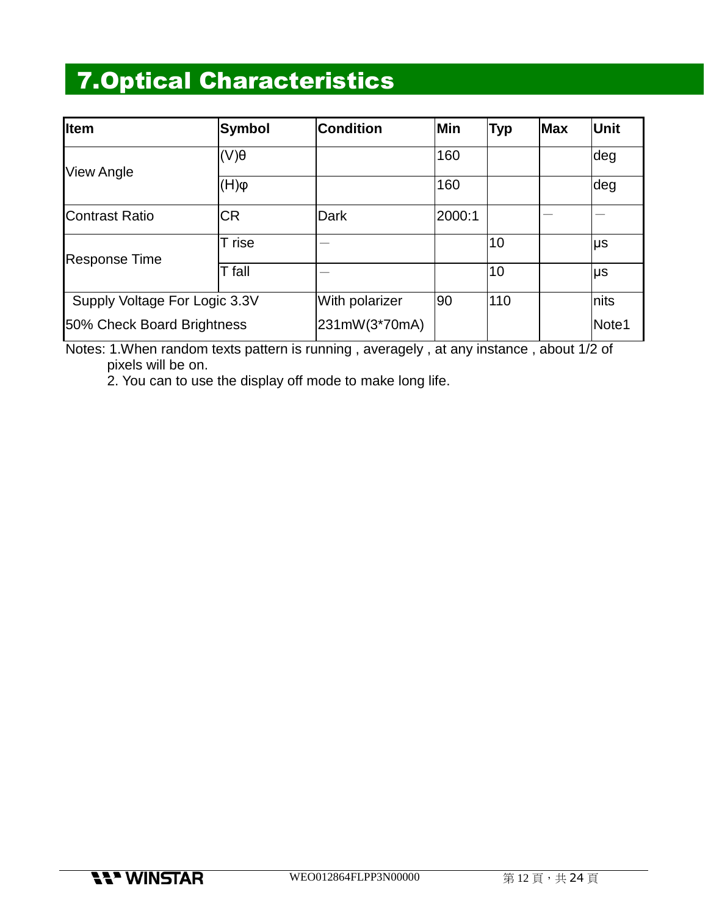# 7.Optical Characteristics

| Item | Symbol | Condition | Min | Typ | Max | Unit |
|---|---|---|---|---|---|---|
| View Angle | (V)θ | | 160 | | | deg |
| | (H)φ | | 160 | | | deg |
| Contrast Ratio | CR | Dark | 2000:1 | | — | — |
| Response Time | T rise | — | | 10 | | μs |
| | T fall | — | | 10 | | μs |
| Supply Voltage For Logic 3.3V 50% Check Board Brightness | | With polarizer 231mW(3*70mA) | 90 | 110 | | nits Note1 |

Notes: 1.When random texts pattern is running , averagely , at any instance , about 1/2 of pixels will be on.

2. You can to use the display off mode to make long life.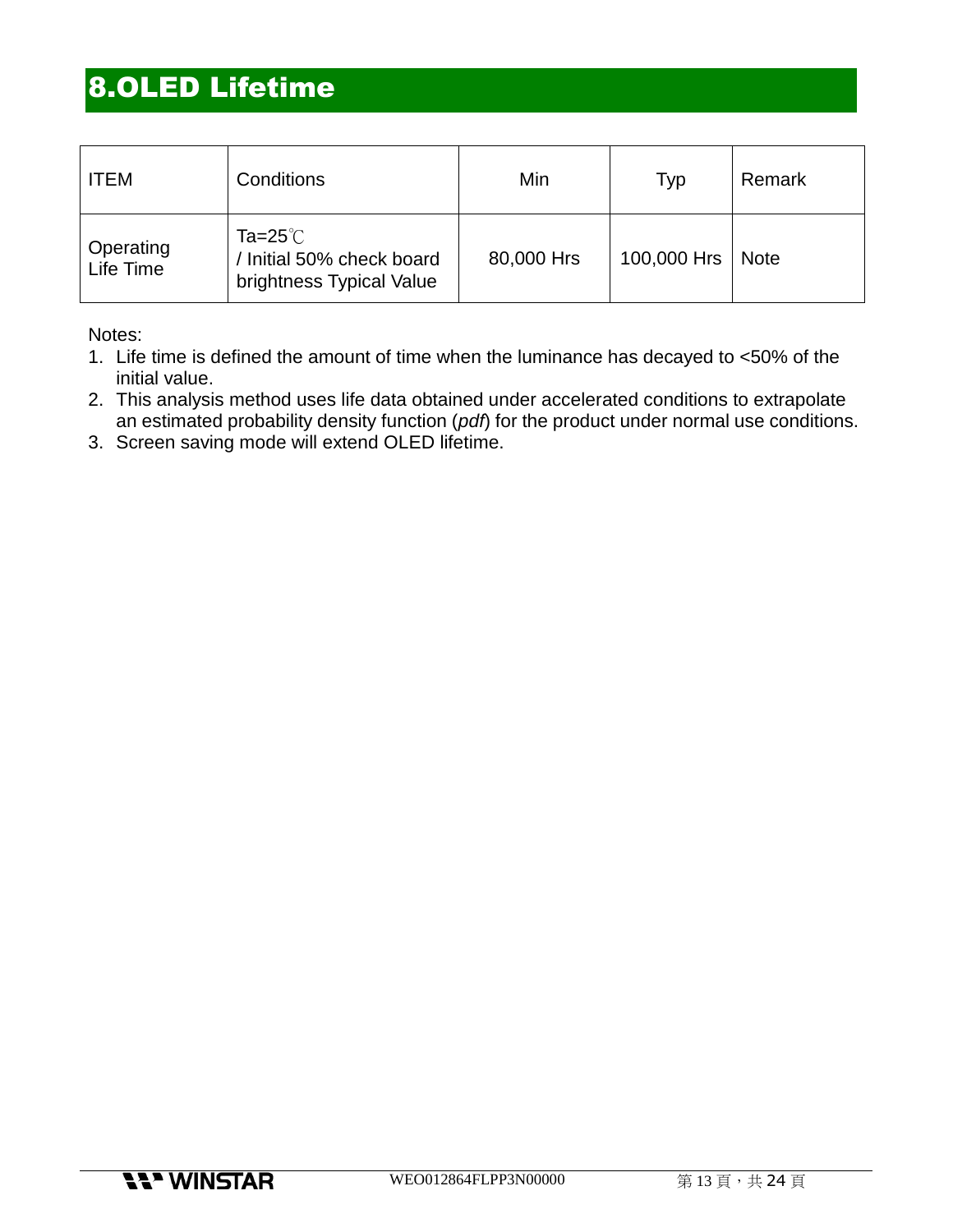# 8.OLED Lifetime

| ITEM | Conditions | Min | Typ | Remark |
|---|---|---|---|---|
| Operating Life Time | Ta=25℃ / Initial 50% check board brightness Typical Value | 80,000 Hrs | 100,000 Hrs | Note |

Notes:

1. Life time is defined the amount of time when the luminance has decayed to <50% of the initial value.
2. This analysis method uses life data obtained under accelerated conditions to extrapolate an estimated probability density function (*pdf*) for the product under normal use conditions.
3. Screen saving mode will extend OLED lifetime.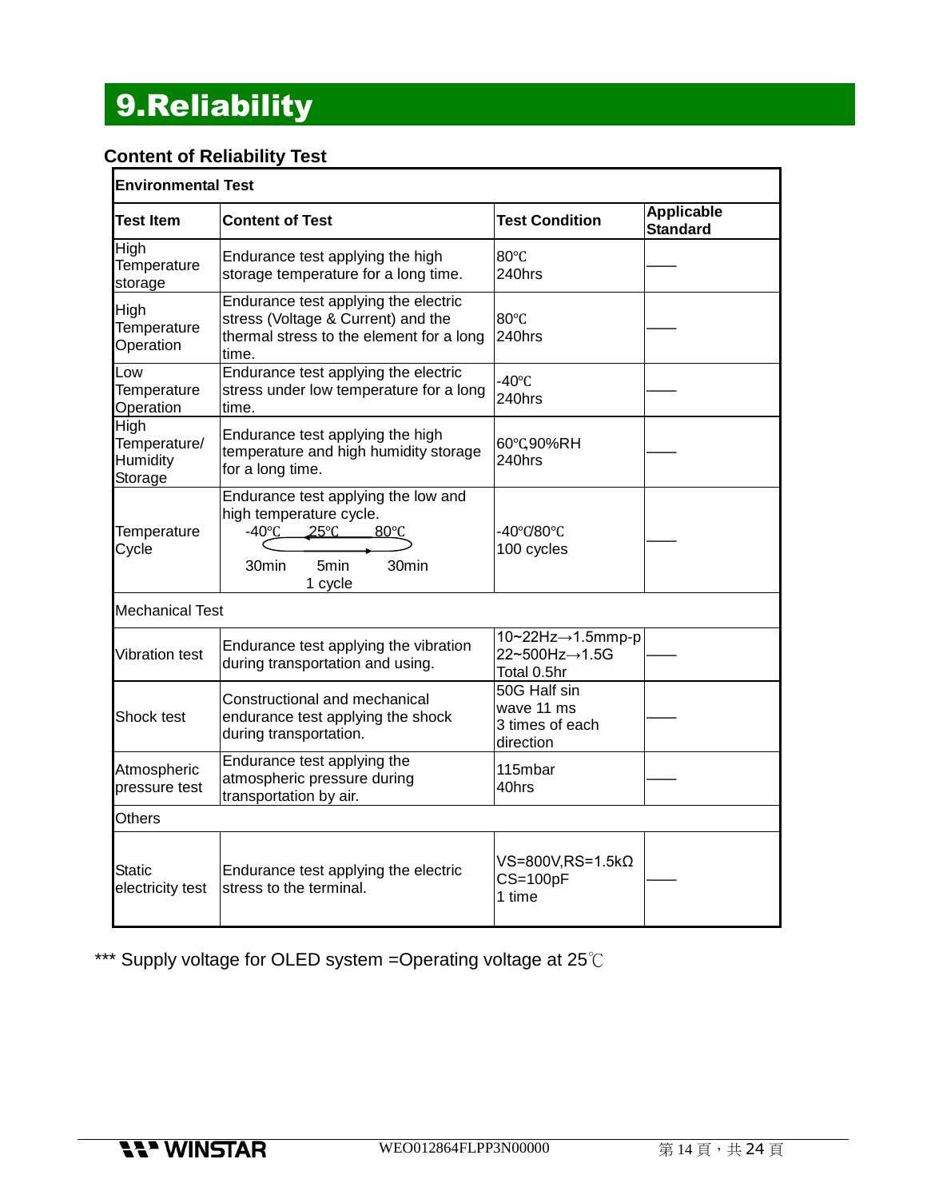# 9.Reliability

### Content of Reliability Test

| Test Item | Content of Test | Test Condition | Applicable Standard |
|---|---|---|---|
| **Environmental Test** | | | |
| High Temperature storage | Endurance test applying the high storage temperature for a long time. | 80℃ 240hrs | —— |
| High Temperature Operation | Endurance test applying the electric stress (Voltage & Current) and the thermal stress to the element for a long time. | 80℃ 240hrs | —— |
| Low Temperature Operation | Endurance test applying the electric stress under low temperature for a long time. | -40℃ 240hrs | —— |
| High Temperature/ Humidity Storage | Endurance test applying the high temperature and high humidity storage for a long time. | 60℃,90%RH 240hrs | —— |
| Temperature Cycle | Endurance test applying the low and high temperature cycle. -40℃ 25℃ 80℃ 30min 5min 30min 1 cycle | -40℃/80℃ 100 cycles | —— |
| Mechanical Test | | | |
| Vibration test | Endurance test applying the vibration during transportation and using. | 10~22Hz→1.5mmp-p 22~500Hz→1.5G Total 0.5hr | —— |
| Shock test | Constructional and mechanical endurance test applying the shock during transportation. | 50G Half sin wave 11 ms 3 times of each direction | —— |
| Atmospheric pressure test | Endurance test applying the atmospheric pressure during transportation by air. | 115mbar 40hrs | —— |
| Others | | | |
| Static electricity test | Endurance test applying the electric stress to the terminal. | VS=800V,RS=1.5kΩ CS=100pF 1 time | —— |

*** Supply voltage for OLED system =Operating voltage at 25℃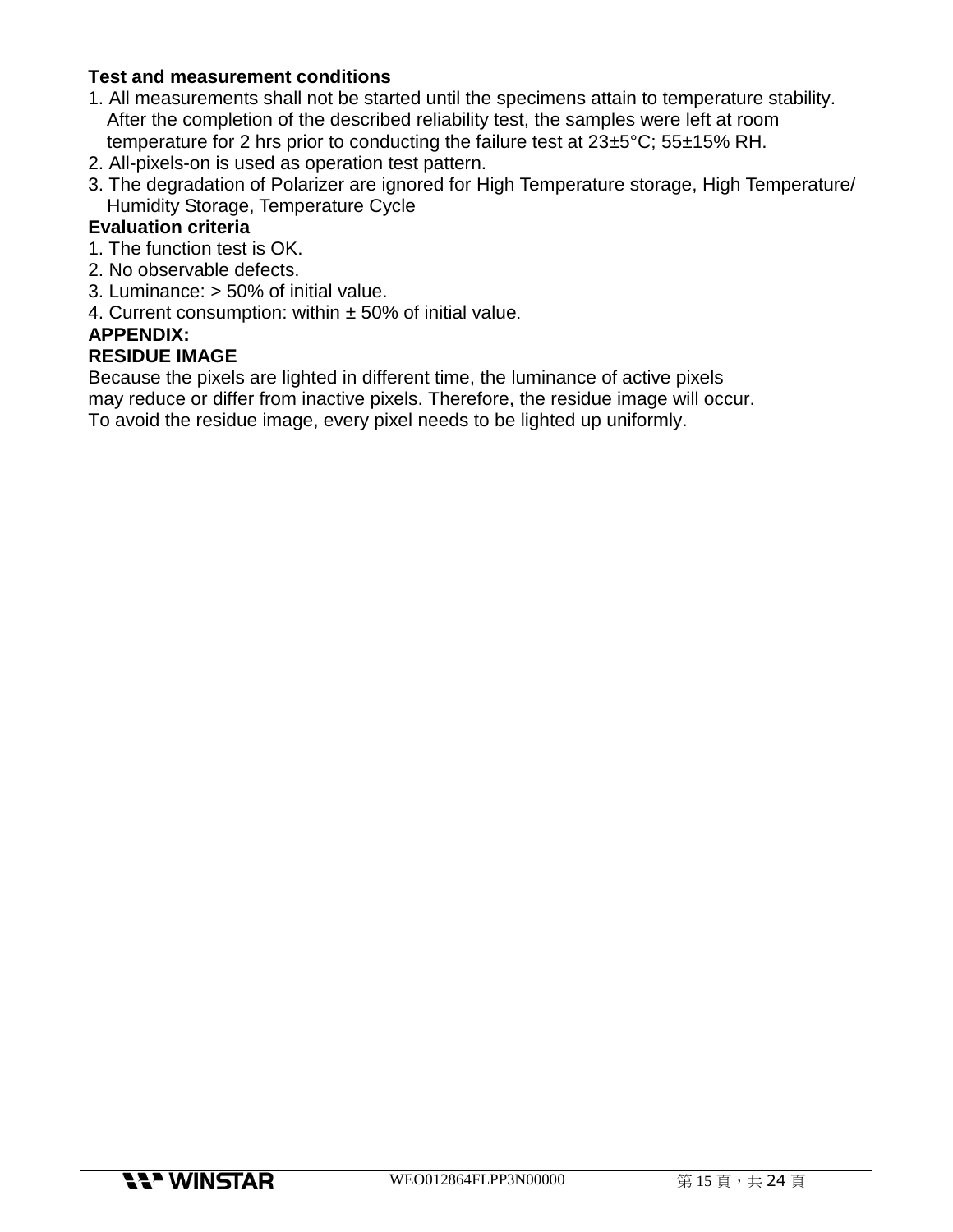**Test and measurement conditions**

1. All measurements shall not be started until the specimens attain to temperature stability. After the completion of the described reliability test, the samples were left at room temperature for 2 hrs prior to conducting the failure test at 23±5°C; 55±15% RH.
2. All-pixels-on is used as operation test pattern.
3. The degradation of Polarizer are ignored for High Temperature storage, High Temperature/ Humidity Storage, Temperature Cycle

**Evaluation criteria**

1. The function test is OK.
2. No observable defects.
3. Luminance: > 50% of initial value.
4. Current consumption: within ± 50% of initial value.

**APPENDIX:**

**RESIDUE IMAGE**

Because the pixels are lighted in different time, the luminance of active pixels may reduce or differ from inactive pixels. Therefore, the residue image will occur. To avoid the residue image, every pixel needs to be lighted up uniformly.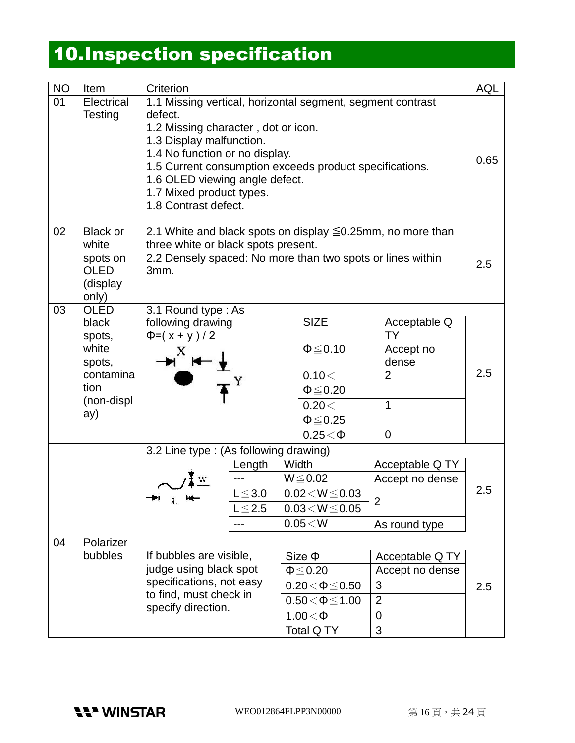# 10.Inspection specification

| NO | Item | Criterion | AQL |
|---|---|---|---|
| 01 | Electrical Testing | 1.1 Missing vertical, horizontal segment, segment contrast defect.<br>1.2 Missing character , dot or icon.<br>1.3 Display malfunction.<br>1.4 No function or no display.<br>1.5 Current consumption exceeds product specifications.<br>1.6 OLED viewing angle defect.<br>1.7 Mixed product types.<br>1.8 Contrast defect. | 0.65 |
| 02 | Black or white spots on OLED (display only) | 2.1 White and black spots on display ≦0.25mm, no more than three white or black spots present.<br>2.2 Densely spaced: No more than two spots or lines within 3mm. | 2.5 |
| 03 | OLED black spots, white spots, contamination (non-display) | 3.1 Round type : As following drawing<br>Φ=( x + y ) / 2<br><br>SIZE / Acceptable Q TY:<br>Φ≦0.10 — Accept no dense<br>0.10＜Φ≦0.20 — 2<br>0.20＜Φ≦0.25 — 1<br>0.25＜Φ — 0 | 2.5 |
| | | 3.2 Line type : (As following drawing)<br><br>Length / Width / Acceptable Q TY:<br>--- / W≦0.02 — Accept no dense<br>L≦3.0 / 0.02＜W≦0.03 — 2<br>L≦2.5 / 0.03＜W≦0.05 — 2<br>--- / 0.05＜W — As round type | 2.5 |
| 04 | Polarizer bubbles | If bubbles are visible, judge using black spot specifications, not easy to find, must check in specify direction.<br><br>Size Φ / Acceptable Q TY:<br>Φ≦0.20 — Accept no dense<br>0.20＜Φ≦0.50 — 3<br>0.50＜Φ≦1.00 — 2<br>1.00＜Φ — 0<br>Total Q TY — 3 | 2.5 |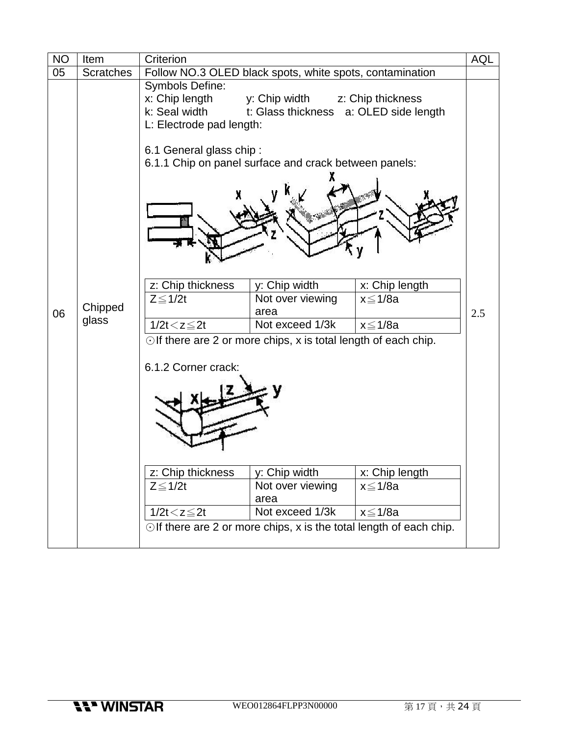| NO | Item | Criterion | AQL |
|---|---|---|---|
| 05 | Scratches | Follow NO.3 OLED black spots, white spots, contamination | |
| 06 | Chipped glass | Symbols Define:<br>x: Chip length y: Chip width z: Chip thickness<br>k: Seal width t: Glass thickness a: OLED side length<br>L: Electrode pad length:<br><br>6.1 General glass chip :<br>6.1.1 Chip on panel surface and crack between panels:<br><br>(see table 6.1.1 below)<br>⊙If there are 2 or more chips, x is total length of each chip.<br><br>6.1.2 Corner crack:<br><br>(see table 6.1.2 below)<br>⊙If there are 2 or more chips, x is the total length of each chip. | 2.5 |

6.1.1 Chip on panel surface and crack between panels:

| z: Chip thickness | y: Chip width | x: Chip length |
|---|---|---|
| Z≦1/2t | Not over viewing area | x≦1/8a |
| 1/2t＜z≦2t | Not exceed 1/3k | x≦1/8a |

⊙If there are 2 or more chips, x is total length of each chip.

6.1.2 Corner crack:

| z: Chip thickness | y: Chip width | x: Chip length |
|---|---|---|
| Z≦1/2t | Not over viewing area | x≦1/8a |
| 1/2t＜z≦2t | Not exceed 1/3k | x≦1/8a |

⊙If there are 2 or more chips, x is the total length of each chip.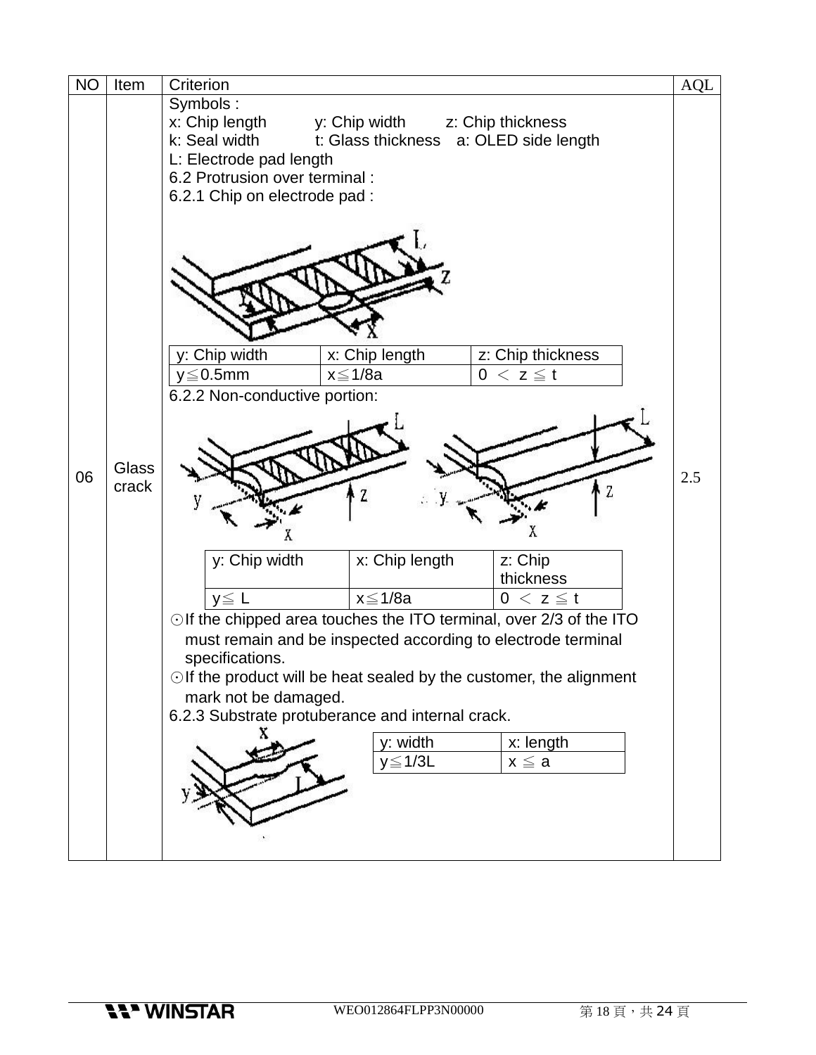| NO | Item | Criterion | AQL |
|---|---|---|---|
| 06 | Glass crack | Symbols :<br>x: Chip length y: Chip width z: Chip thickness<br>k: Seal width t: Glass thickness a: OLED side length<br>L: Electrode pad length<br>6.2 Protrusion over terminal :<br>6.2.1 Chip on electrode pad :<br><br>y: Chip width / x: Chip length / z: Chip thickness<br>y≦0.5mm / x≦1/8a / 0 ＜ z ≦ t<br><br>6.2.2 Non-conductive portion:<br><br>y: Chip width / x: Chip length / z: Chip thickness<br>y≦ L / x≦1/8a / 0 ＜ z ≦ t<br><br>☉If the chipped area touches the ITO terminal, over 2/3 of the ITO must remain and be inspected according to electrode terminal specifications.<br>☉If the product will be heat sealed by the customer, the alignment mark not be damaged.<br>6.2.3 Substrate protuberance and internal crack.<br><br>y: width / x: length<br>y≦1/3L / x ≦ a | 2.5 |

6.2.1 Chip on electrode pad:

| y: Chip width | x: Chip length | z: Chip thickness |
|---|---|---|
| y≦0.5mm | x≦1/8a | 0 ＜ z ≦ t |

6.2.2 Non-conductive portion:

| y: Chip width | x: Chip length | z: Chip thickness |
|---|---|---|
| y≦ L | x≦1/8a | 0 ＜ z ≦ t |

6.2.3 Substrate protuberance and internal crack:

| y: width | x: length |
|---|---|
| y≦1/3L | x ≦ a |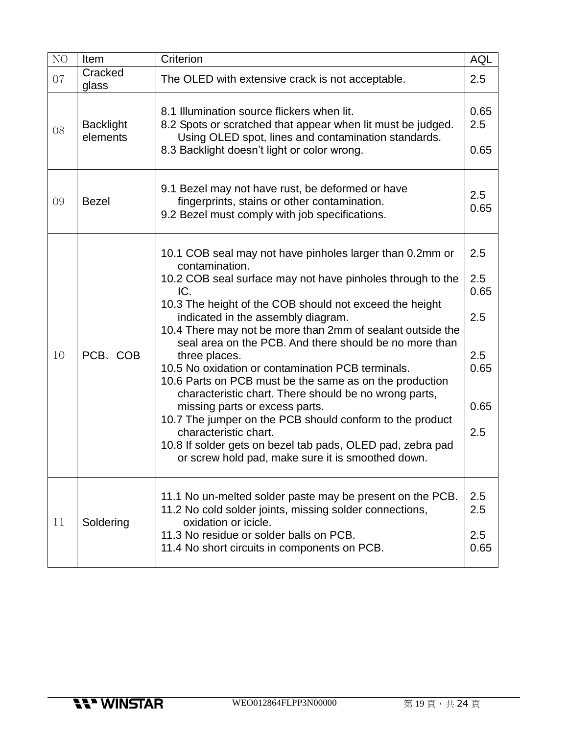| NO | Item | Criterion | AQL |
|---|---|---|---|
| 07 | Cracked glass | The OLED with extensive crack is not acceptable. | 2.5 |
| 08 | Backlight elements | 8.1 Illumination source flickers when lit.<br>8.2 Spots or scratched that appear when lit must be judged. Using OLED spot, lines and contamination standards.<br>8.3 Backlight doesn't light or color wrong. | 0.65<br>2.5<br><br>0.65 |
| 09 | Bezel | 9.1 Bezel may not have rust, be deformed or have fingerprints, stains or other contamination.<br>9.2 Bezel must comply with job specifications. | 2.5<br>0.65 |
| 10 | PCB、COB | 10.1 COB seal may not have pinholes larger than 0.2mm or contamination.<br>10.2 COB seal surface may not have pinholes through to the IC.<br>10.3 The height of the COB should not exceed the height indicated in the assembly diagram.<br>10.4 There may not be more than 2mm of sealant outside the seal area on the PCB. And there should be no more than three places.<br>10.5 No oxidation or contamination PCB terminals.<br>10.6 Parts on PCB must be the same as on the production characteristic chart. There should be no wrong parts, missing parts or excess parts.<br>10.7 The jumper on the PCB should conform to the product characteristic chart.<br>10.8 If solder gets on bezel tab pads, OLED pad, zebra pad or screw hold pad, make sure it is smoothed down. | 2.5<br><br>2.5<br>0.65<br><br>2.5<br><br><br>2.5<br>0.65<br><br><br>0.65<br><br>2.5 |
| 11 | Soldering | 11.1 No un-melted solder paste may be present on the PCB.<br>11.2 No cold solder joints, missing solder connections, oxidation or icicle.<br>11.3 No residue or solder balls on PCB.<br>11.4 No short circuits in components on PCB. | 2.5<br>2.5<br><br>2.5<br>0.65 |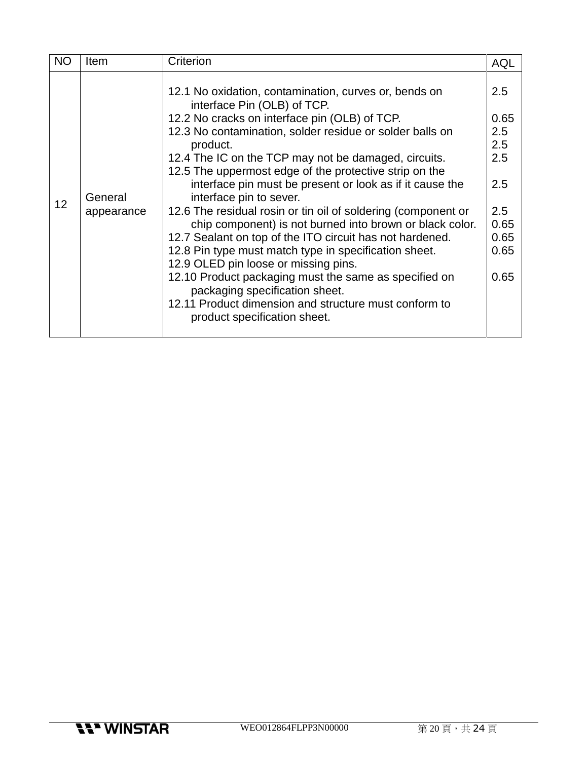| NO | Item | Criterion | AQL |
|---|---|---|---|
| 12 | General appearance | 12.1 No oxidation, contamination, curves or, bends on interface Pin (OLB) of TCP.<br>12.2 No cracks on interface pin (OLB) of TCP.<br>12.3 No contamination, solder residue or solder balls on product.<br>12.4 The IC on the TCP may not be damaged, circuits.<br>12.5 The uppermost edge of the protective strip on the interface pin must be present or look as if it cause the interface pin to sever.<br>12.6 The residual rosin or tin oil of soldering (component or chip component) is not burned into brown or black color.<br>12.7 Sealant on top of the ITO circuit has not hardened.<br>12.8 Pin type must match type in specification sheet.<br>12.9 OLED pin loose or missing pins.<br>12.10 Product packaging must the same as specified on packaging specification sheet.<br>12.11 Product dimension and structure must conform to product specification sheet. | 2.5<br>0.65<br>2.5<br>2.5<br>2.5<br>2.5<br>2.5<br>0.65<br>0.65<br>0.65<br>0.65 |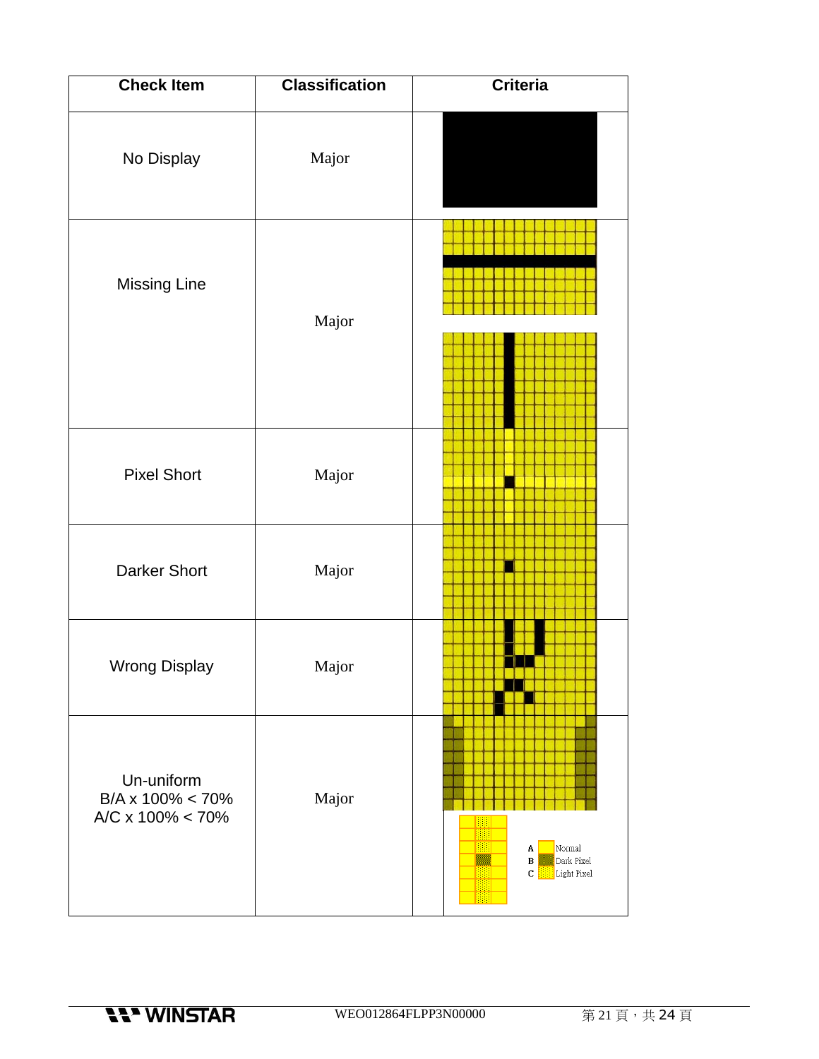| Check Item | Classification | Criteria |
|---|---|---|
| No Display | Major | |
| Missing Line | Major | |
| Pixel Short | Major | |
| Darker Short | Major | |
| Wrong Display | Major | |
| Un-uniform<br>B/A x 100% < 70%<br>A/C x 100% < 70% | Major | A Normal<br>B Dark Pixel<br>C Light Pixel |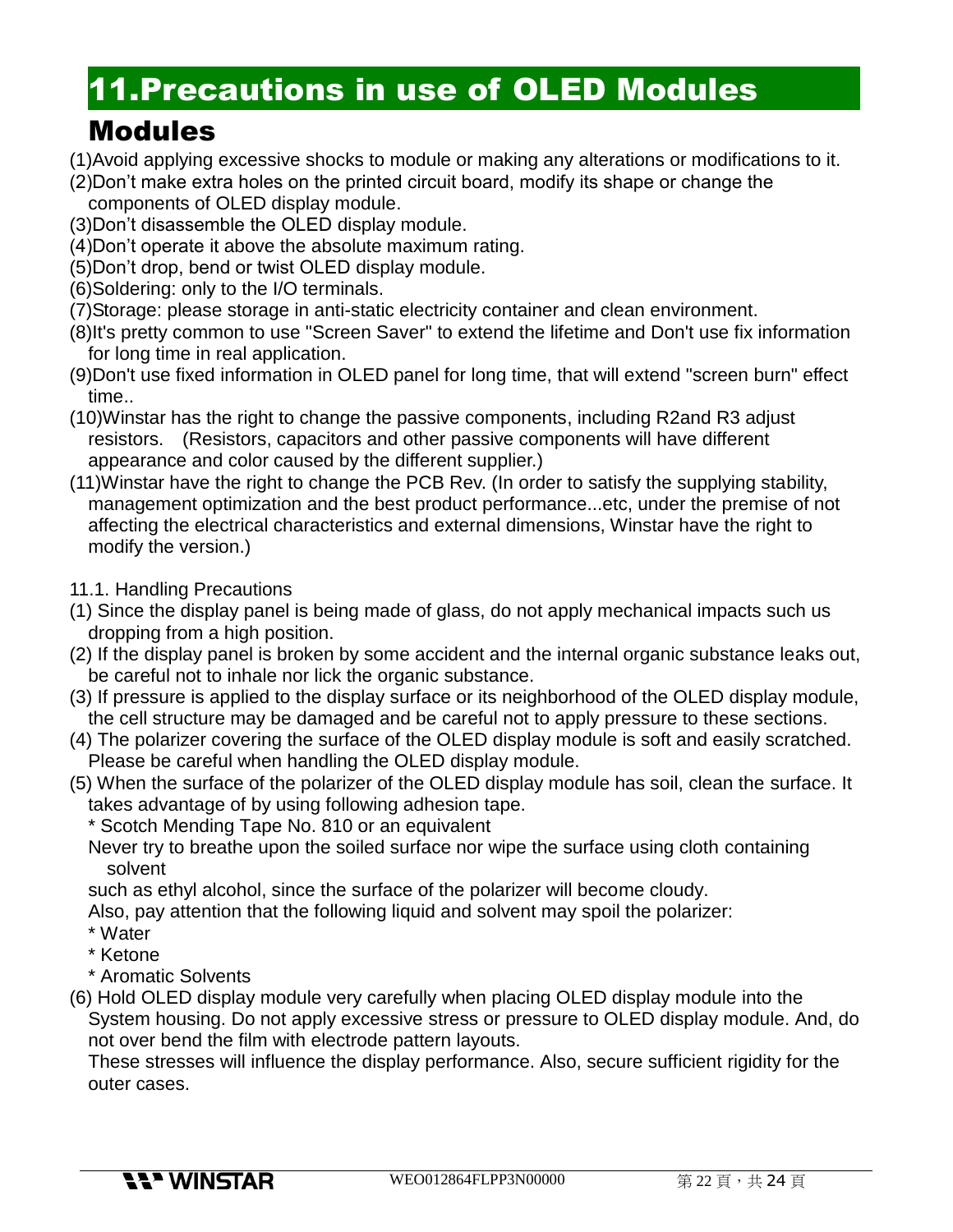# 11.Precautions in use of OLED Modules

## Modules

(1)Avoid applying excessive shocks to module or making any alterations or modifications to it.
(2)Don't make extra holes on the printed circuit board, modify its shape or change the components of OLED display module.
(3)Don't disassemble the OLED display module.
(4)Don't operate it above the absolute maximum rating.
(5)Don't drop, bend or twist OLED display module.
(6)Soldering: only to the I/O terminals.
(7)Storage: please storage in anti-static electricity container and clean environment.
(8)It's pretty common to use "Screen Saver" to extend the lifetime and Don't use fix information for long time in real application.
(9)Don't use fixed information in OLED panel for long time, that will extend "screen burn" effect time..
(10)Winstar has the right to change the passive components, including R2and R3 adjust resistors. (Resistors, capacitors and other passive components will have different appearance and color caused by the different supplier.)
(11)Winstar have the right to change the PCB Rev. (In order to satisfy the supplying stability, management optimization and the best product performance...etc, under the premise of not affecting the electrical characteristics and external dimensions, Winstar have the right to modify the version.)

11.1. Handling Precautions

(1) Since the display panel is being made of glass, do not apply mechanical impacts such us dropping from a high position.
(2) If the display panel is broken by some accident and the internal organic substance leaks out, be careful not to inhale nor lick the organic substance.
(3) If pressure is applied to the display surface or its neighborhood of the OLED display module, the cell structure may be damaged and be careful not to apply pressure to these sections.
(4) The polarizer covering the surface of the OLED display module is soft and easily scratched. Please be careful when handling the OLED display module.
(5) When the surface of the polarizer of the OLED display module has soil, clean the surface. It takes advantage of by using following adhesion tape.
 * Scotch Mending Tape No. 810 or an equivalent
 Never try to breathe upon the soiled surface nor wipe the surface using cloth containing solvent
 such as ethyl alcohol, since the surface of the polarizer will become cloudy.
 Also, pay attention that the following liquid and solvent may spoil the polarizer:
 * Water
 * Ketone
 * Aromatic Solvents
(6) Hold OLED display module very carefully when placing OLED display module into the System housing. Do not apply excessive stress or pressure to OLED display module. And, do not over bend the film with electrode pattern layouts.
 These stresses will influence the display performance. Also, secure sufficient rigidity for the outer cases.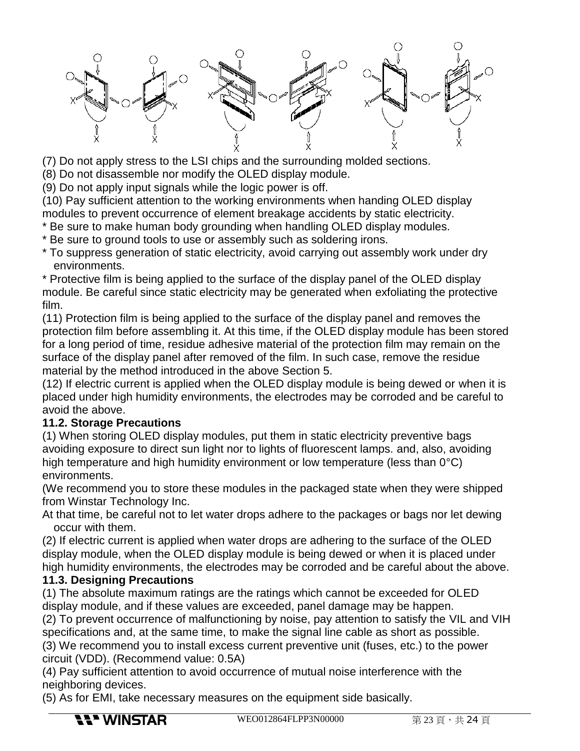(7) Do not apply stress to the LSI chips and the surrounding molded sections.
(8) Do not disassemble nor modify the OLED display module.
(9) Do not apply input signals while the logic power is off.
(10) Pay sufficient attention to the working environments when handing OLED display modules to prevent occurrence of element breakage accidents by static electricity.
* Be sure to make human body grounding when handling OLED display modules.
* Be sure to ground tools to use or assembly such as soldering irons.
* To suppress generation of static electricity, avoid carrying out assembly work under dry environments.
* Protective film is being applied to the surface of the display panel of the OLED display module. Be careful since static electricity may be generated when exfoliating the protective film.
(11) Protection film is being applied to the surface of the display panel and removes the protection film before assembling it. At this time, if the OLED display module has been stored for a long period of time, residue adhesive material of the protection film may remain on the surface of the display panel after removed of the film. In such case, remove the residue material by the method introduced in the above Section 5.
(12) If electric current is applied when the OLED display module is being dewed or when it is placed under high humidity environments, the electrodes may be corroded and be careful to avoid the above.

### 11.2. Storage Precautions

(1) When storing OLED display modules, put them in static electricity preventive bags avoiding exposure to direct sun light nor to lights of fluorescent lamps. and, also, avoiding high temperature and high humidity environment or low temperature (less than 0°C) environments.
(We recommend you to store these modules in the packaged state when they were shipped from Winstar Technology Inc.
At that time, be careful not to let water drops adhere to the packages or bags nor let dewing occur with them.
(2) If electric current is applied when water drops are adhering to the surface of the OLED display module, when the OLED display module is being dewed or when it is placed under high humidity environments, the electrodes may be corroded and be careful about the above.

### 11.3. Designing Precautions

(1) The absolute maximum ratings are the ratings which cannot be exceeded for OLED display module, and if these values are exceeded, panel damage may be happen.
(2) To prevent occurrence of malfunctioning by noise, pay attention to satisfy the VIL and VIH specifications and, at the same time, to make the signal line cable as short as possible.
(3) We recommend you to install excess current preventive unit (fuses, etc.) to the power circuit (VDD). (Recommend value: 0.5A)
(4) Pay sufficient attention to avoid occurrence of mutual noise interference with the neighboring devices.
(5) As for EMI, take necessary measures on the equipment side basically.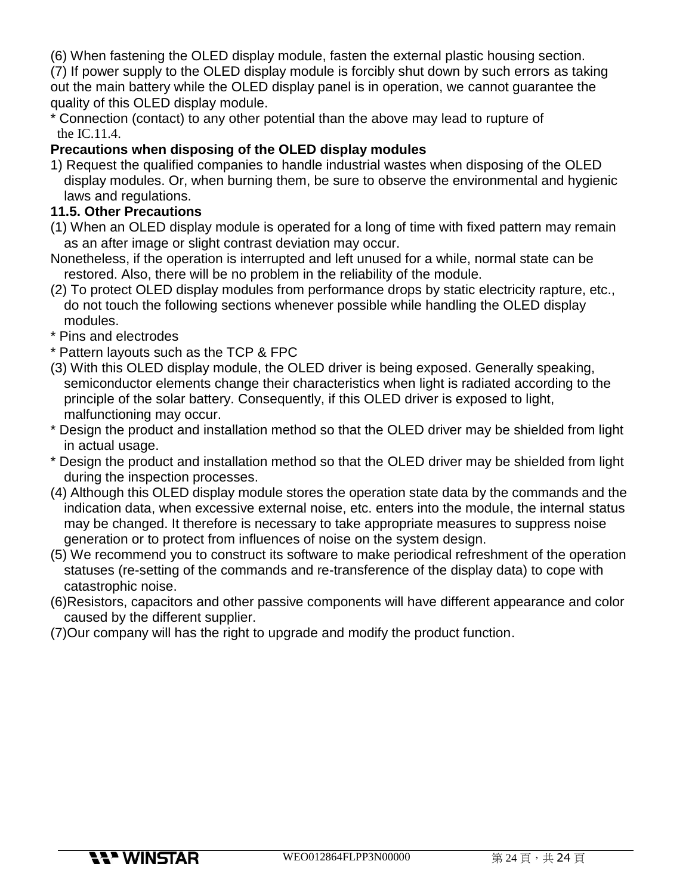(6) When fastening the OLED display module, fasten the external plastic housing section.
(7) If power supply to the OLED display module is forcibly shut down by such errors as taking out the main battery while the OLED display panel is in operation, we cannot guarantee the quality of this OLED display module.
* Connection (contact) to any other potential than the above may lead to rupture of the IC.11.4.

**Precautions when disposing of the OLED display modules**

1) Request the qualified companies to handle industrial wastes when disposing of the OLED display modules. Or, when burning them, be sure to observe the environmental and hygienic laws and regulations.

**11.5. Other Precautions**

(1) When an OLED display module is operated for a long of time with fixed pattern may remain as an after image or slight contrast deviation may occur.
Nonetheless, if the operation is interrupted and left unused for a while, normal state can be restored. Also, there will be no problem in the reliability of the module.
(2) To protect OLED display modules from performance drops by static electricity rapture, etc., do not touch the following sections whenever possible while handling the OLED display modules.
* Pins and electrodes
* Pattern layouts such as the TCP & FPC
(3) With this OLED display module, the OLED driver is being exposed. Generally speaking, semiconductor elements change their characteristics when light is radiated according to the principle of the solar battery. Consequently, if this OLED driver is exposed to light, malfunctioning may occur.
* Design the product and installation method so that the OLED driver may be shielded from light in actual usage.
* Design the product and installation method so that the OLED driver may be shielded from light during the inspection processes.
(4) Although this OLED display module stores the operation state data by the commands and the indication data, when excessive external noise, etc. enters into the module, the internal status may be changed. It therefore is necessary to take appropriate measures to suppress noise generation or to protect from influences of noise on the system design.
(5) We recommend you to construct its software to make periodical refreshment of the operation statuses (re-setting of the commands and re-transference of the display data) to cope with catastrophic noise.
(6)Resistors, capacitors and other passive components will have different appearance and color caused by the different supplier.
(7)Our company will has the right to upgrade and modify the product function.